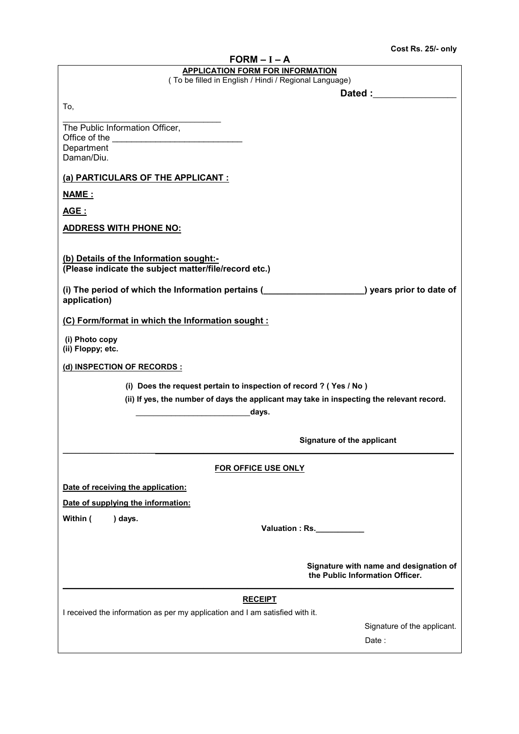Cost Rs. 25/- only

# FORM – I – A

**APPLICATION FORM FOR INFORMATION**

( To be filled in English / Hindi / Regional Language)

**Dated :**________________

To,

________________________________

The Public Information Officer,
Office of the ___________________________
Department
Daman/Diu.

**(a) PARTICULARS OF THE APPLICANT :**

**NAME :**

**AGE :**

**ADDRESS WITH PHONE NO:**

**(b) Details of the Information sought:-**
**(Please indicate the subject matter/file/record etc.)**

**(i) The period of which the Information pertains (____________________) years prior to date of application)**

**(C) Form/format in which the Information sought :**

**(i) Photo copy**
**(ii) Floppy; etc.**

**(d) INSPECTION OF RECORDS :**

**(i) Does the request pertain to inspection of record ? ( Yes / No )**

**(ii) If yes, the number of days the applicant may take in inspecting the relevant record.**

**_________________________days.**

**Signature of the applicant**

---

**FOR OFFICE USE ONLY**

**Date of receiving the application:**

**Date of supplying the information:**

**Within ( ) days.**

**Valuation : Rs.___________**

**Signature with name and designation of the Public Information Officer.**

---

**RECEIPT**

I received the information as per my application and I am satisfied with it.

Signature of the applicant.

Date :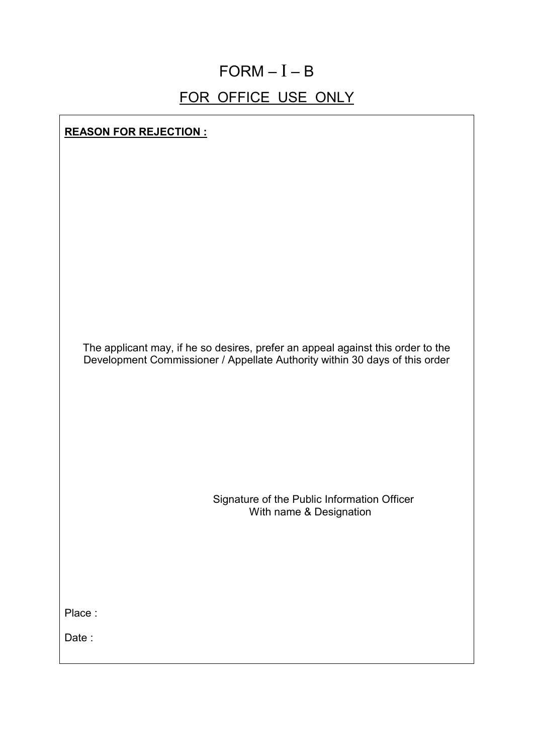# FORM – I – B

## FOR OFFICE USE ONLY

**REASON FOR REJECTION :**

The applicant may, if he so desires, prefer an appeal against this order to the Development Commissioner / Appellate Authority within 30 days of this order

Signature of the Public Information Officer
With name & Designation

Place :

Date :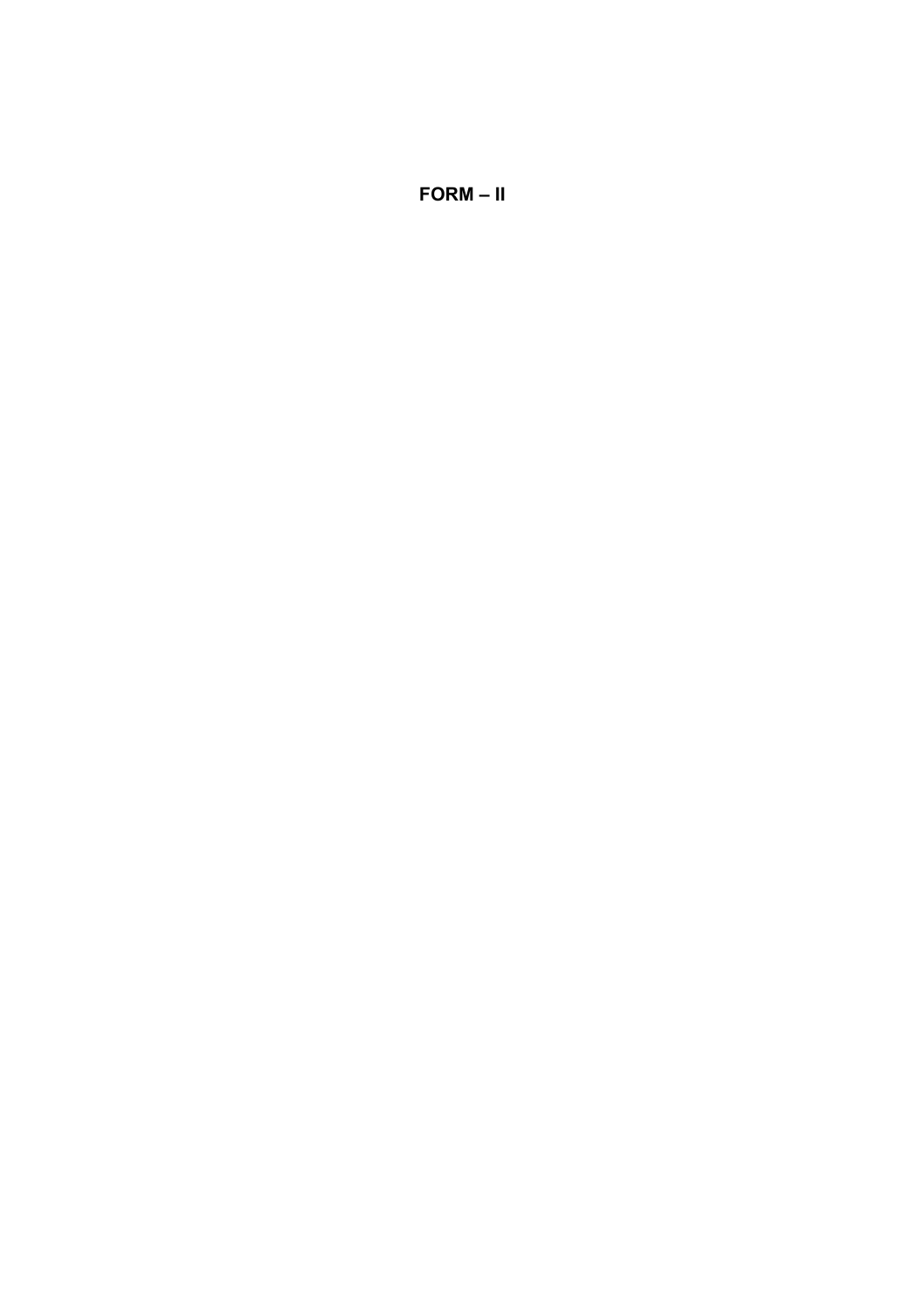**FORM – II**